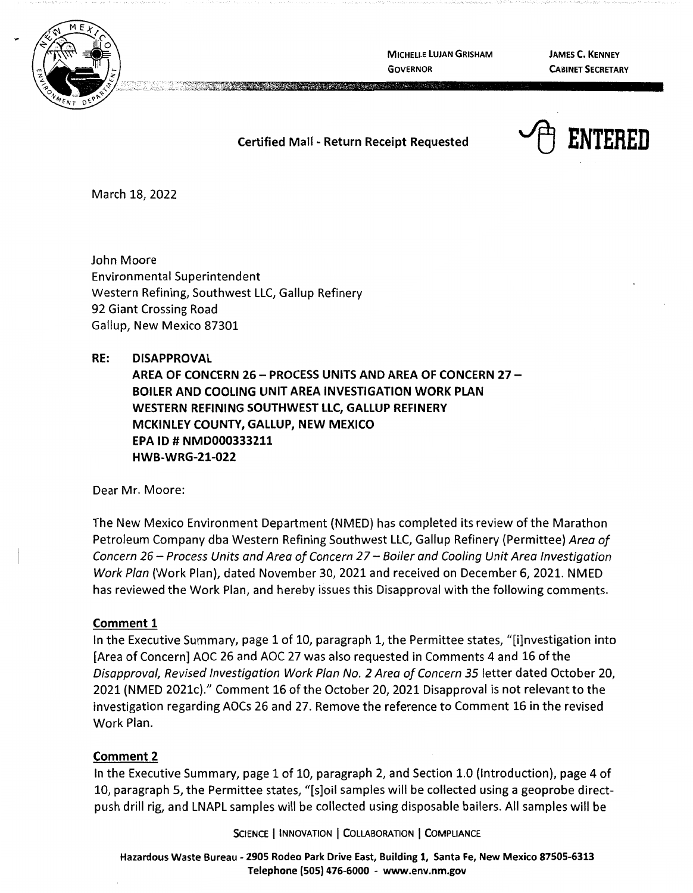MICHELLE LUJAN GRISHAM
GOVERNOR

JAMES C. KENNEY
CABINET SECRETARY

**Certified Mail - Return Receipt Requested**

**ENTERED**

March 18, 2022

John Moore
Environmental Superintendent
Western Refining, Southwest LLC, Gallup Refinery
92 Giant Crossing Road
Gallup, New Mexico 87301

**RE: DISAPPROVAL**
**AREA OF CONCERN 26 – PROCESS UNITS AND AREA OF CONCERN 27 – BOILER AND COOLING UNIT AREA INVESTIGATION WORK PLAN**
**WESTERN REFINING SOUTHWEST LLC, GALLUP REFINERY**
**MCKINLEY COUNTY, GALLUP, NEW MEXICO**
**EPA ID # NMD000333211**
**HWB-WRG-21-022**

Dear Mr. Moore:

The New Mexico Environment Department (NMED) has completed its review of the Marathon Petroleum Company dba Western Refining Southwest LLC, Gallup Refinery (Permittee) *Area of Concern 26 – Process Units and Area of Concern 27 – Boiler and Cooling Unit Area Investigation Work Plan* (Work Plan), dated November 30, 2021 and received on December 6, 2021. NMED has reviewed the Work Plan, and hereby issues this Disapproval with the following comments.

## Comment 1

In the Executive Summary, page 1 of 10, paragraph 1, the Permittee states, "[i]nvestigation into [Area of Concern] AOC 26 and AOC 27 was also requested in Comments 4 and 16 of the *Disapproval, Revised Investigation Work Plan No. 2 Area of Concern 35* letter dated October 20, 2021 (NMED 2021c)." Comment 16 of the October 20, 2021 Disapproval is not relevant to the investigation regarding AOCs 26 and 27. Remove the reference to Comment 16 in the revised Work Plan.

## Comment 2

In the Executive Summary, page 1 of 10, paragraph 2, and Section 1.0 (Introduction), page 4 of 10, paragraph 5, the Permittee states, "[s]oil samples will be collected using a geoprobe direct-push drill rig, and LNAPL samples will be collected using disposable bailers. All samples will be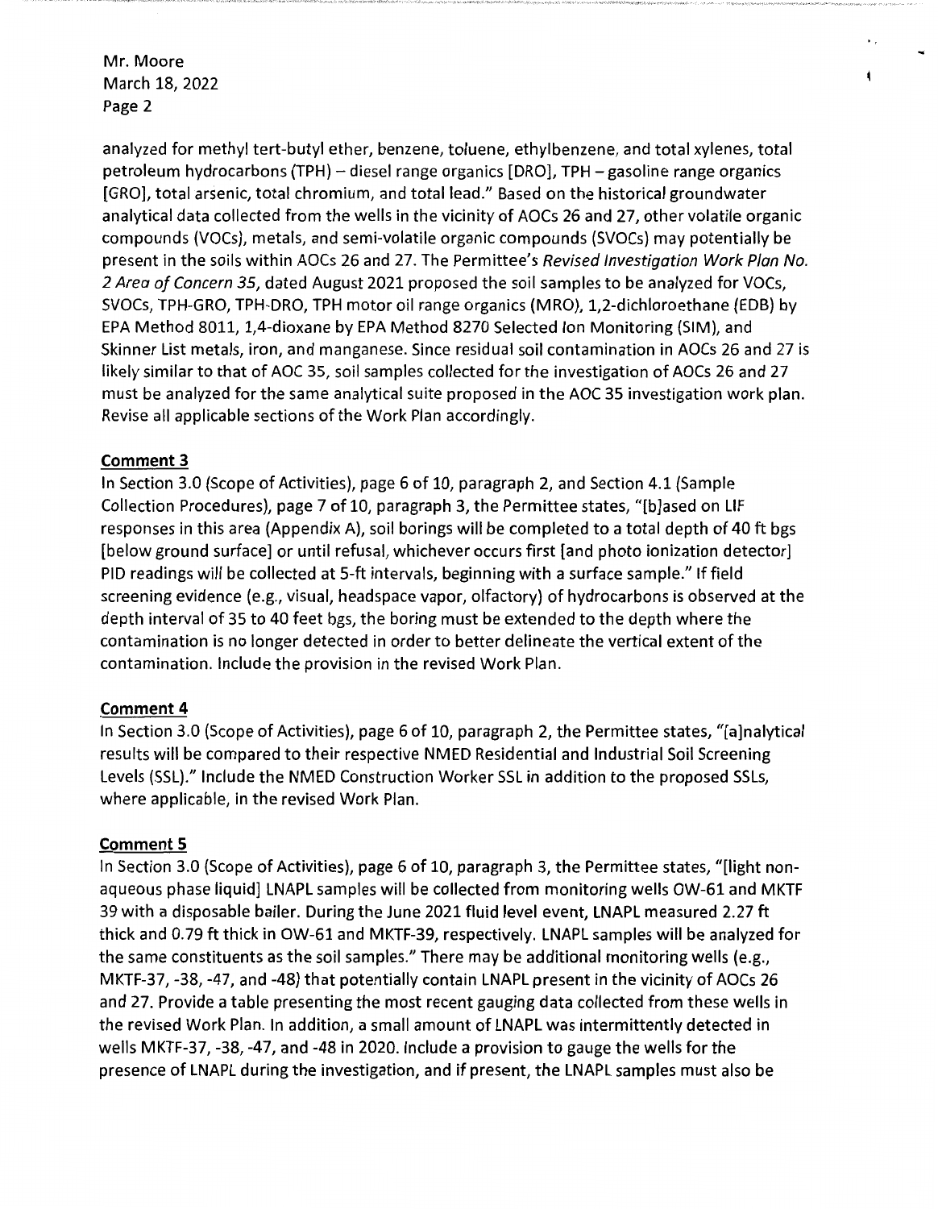analyzed for methyl tert-butyl ether, benzene, toluene, ethylbenzene, and total xylenes, total petroleum hydrocarbons (TPH) – diesel range organics [DRO], TPH – gasoline range organics [GRO], total arsenic, total chromium, and total lead." Based on the historical groundwater analytical data collected from the wells in the vicinity of AOCs 26 and 27, other volatile organic compounds (VOCs), metals, and semi-volatile organic compounds (SVOCs) may potentially be present in the soils within AOCs 26 and 27. The Permittee's *Revised Investigation Work Plan No. 2 Area of Concern 35*, dated August 2021 proposed the soil samples to be analyzed for VOCs, SVOCs, TPH-GRO, TPH-DRO, TPH motor oil range organics (MRO), 1,2-dichloroethane (EDB) by EPA Method 8011, 1,4-dioxane by EPA Method 8270 Selected Ion Monitoring (SIM), and Skinner List metals, iron, and manganese. Since residual soil contamination in AOCs 26 and 27 is likely similar to that of AOC 35, soil samples collected for the investigation of AOCs 26 and 27 must be analyzed for the same analytical suite proposed in the AOC 35 investigation work plan. Revise all applicable sections of the Work Plan accordingly.

**Comment 3**

In Section 3.0 (Scope of Activities), page 6 of 10, paragraph 2, and Section 4.1 (Sample Collection Procedures), page 7 of 10, paragraph 3, the Permittee states, "[b]ased on LIF responses in this area (Appendix A), soil borings will be completed to a total depth of 40 ft bgs [below ground surface] or until refusal, whichever occurs first [and photo ionization detector] PID readings will be collected at 5-ft intervals, beginning with a surface sample." If field screening evidence (e.g., visual, headspace vapor, olfactory) of hydrocarbons is observed at the depth interval of 35 to 40 feet bgs, the boring must be extended to the depth where the contamination is no longer detected in order to better delineate the vertical extent of the contamination. Include the provision in the revised Work Plan.

**Comment 4**

In Section 3.0 (Scope of Activities), page 6 of 10, paragraph 2, the Permittee states, "[a]nalytical results will be compared to their respective NMED Residential and Industrial Soil Screening Levels (SSL)." Include the NMED Construction Worker SSL in addition to the proposed SSLs, where applicable, in the revised Work Plan.

**Comment 5**

In Section 3.0 (Scope of Activities), page 6 of 10, paragraph 3, the Permittee states, "[light non-aqueous phase liquid] LNAPL samples will be collected from monitoring wells OW-61 and MKTF 39 with a disposable bailer. During the June 2021 fluid level event, LNAPL measured 2.27 ft thick and 0.79 ft thick in OW-61 and MKTF-39, respectively. LNAPL samples will be analyzed for the same constituents as the soil samples." There may be additional monitoring wells (e.g., MKTF-37, -38, -47, and -48) that potentially contain LNAPL present in the vicinity of AOCs 26 and 27. Provide a table presenting the most recent gauging data collected from these wells in the revised Work Plan. In addition, a small amount of LNAPL was intermittently detected in wells MKTF-37, -38, -47, and -48 in 2020. Include a provision to gauge the wells for the presence of LNAPL during the investigation, and if present, the LNAPL samples must also be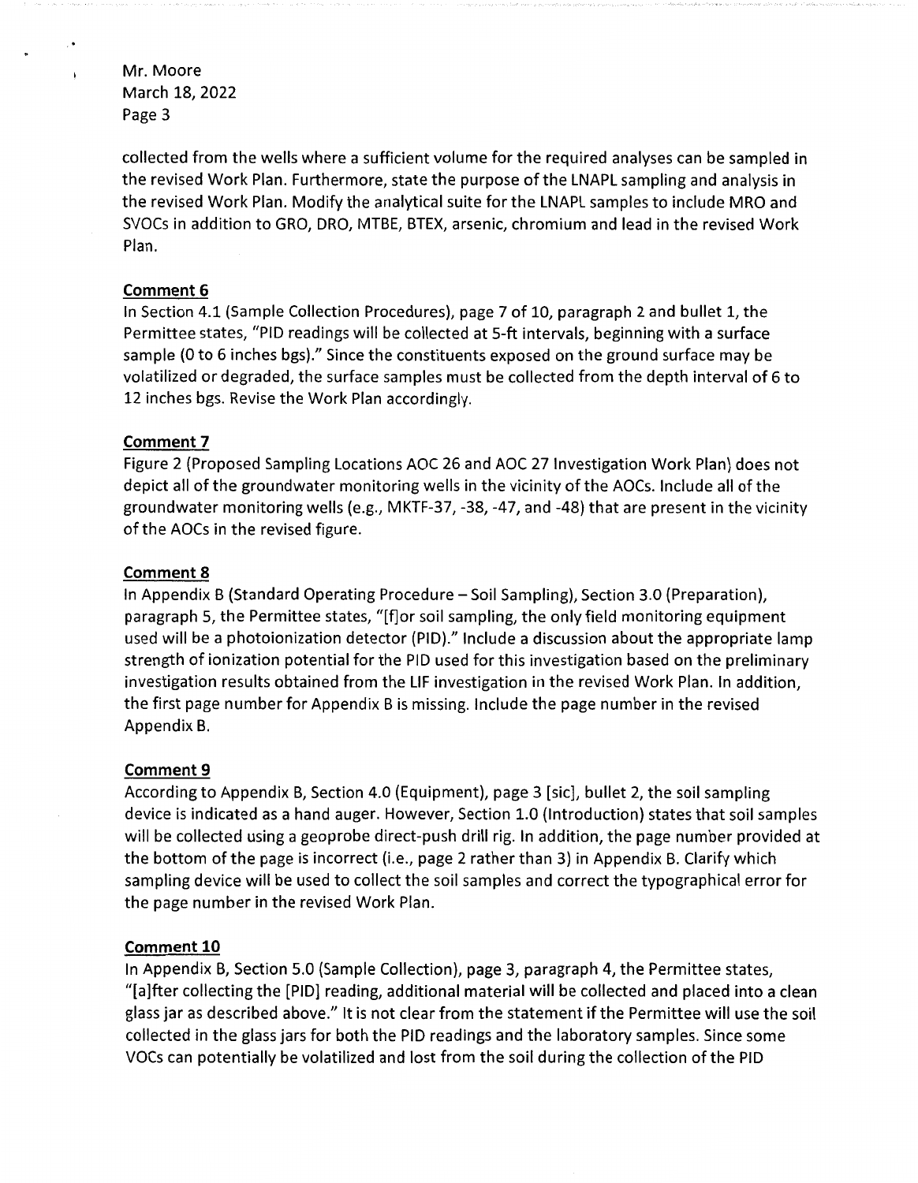collected from the wells where a sufficient volume for the required analyses can be sampled in the revised Work Plan. Furthermore, state the purpose of the LNAPL sampling and analysis in the revised Work Plan. Modify the analytical suite for the LNAPL samples to include MRO and SVOCs in addition to GRO, DRO, MTBE, BTEX, arsenic, chromium and lead in the revised Work Plan.

**Comment 6**

In Section 4.1 (Sample Collection Procedures), page 7 of 10, paragraph 2 and bullet 1, the Permittee states, "PID readings will be collected at 5-ft intervals, beginning with a surface sample (0 to 6 inches bgs)." Since the constituents exposed on the ground surface may be volatilized or degraded, the surface samples must be collected from the depth interval of 6 to 12 inches bgs. Revise the Work Plan accordingly.

**Comment 7**

Figure 2 (Proposed Sampling Locations AOC 26 and AOC 27 Investigation Work Plan) does not depict all of the groundwater monitoring wells in the vicinity of the AOCs. Include all of the groundwater monitoring wells (e.g., MKTF-37, -38, -47, and -48) that are present in the vicinity of the AOCs in the revised figure.

**Comment 8**

In Appendix B (Standard Operating Procedure – Soil Sampling), Section 3.0 (Preparation), paragraph 5, the Permittee states, "[f]or soil sampling, the only field monitoring equipment used will be a photoionization detector (PID)." Include a discussion about the appropriate lamp strength of ionization potential for the PID used for this investigation based on the preliminary investigation results obtained from the LIF investigation in the revised Work Plan. In addition, the first page number for Appendix B is missing. Include the page number in the revised Appendix B.

**Comment 9**

According to Appendix B, Section 4.0 (Equipment), page 3 [sic], bullet 2, the soil sampling device is indicated as a hand auger. However, Section 1.0 (Introduction) states that soil samples will be collected using a geoprobe direct-push drill rig. In addition, the page number provided at the bottom of the page is incorrect (i.e., page 2 rather than 3) in Appendix B. Clarify which sampling device will be used to collect the soil samples and correct the typographical error for the page number in the revised Work Plan.

**Comment 10**

In Appendix B, Section 5.0 (Sample Collection), page 3, paragraph 4, the Permittee states, "[a]fter collecting the [PID] reading, additional material will be collected and placed into a clean glass jar as described above." It is not clear from the statement if the Permittee will use the soil collected in the glass jars for both the PID readings and the laboratory samples. Since some VOCs can potentially be volatilized and lost from the soil during the collection of the PID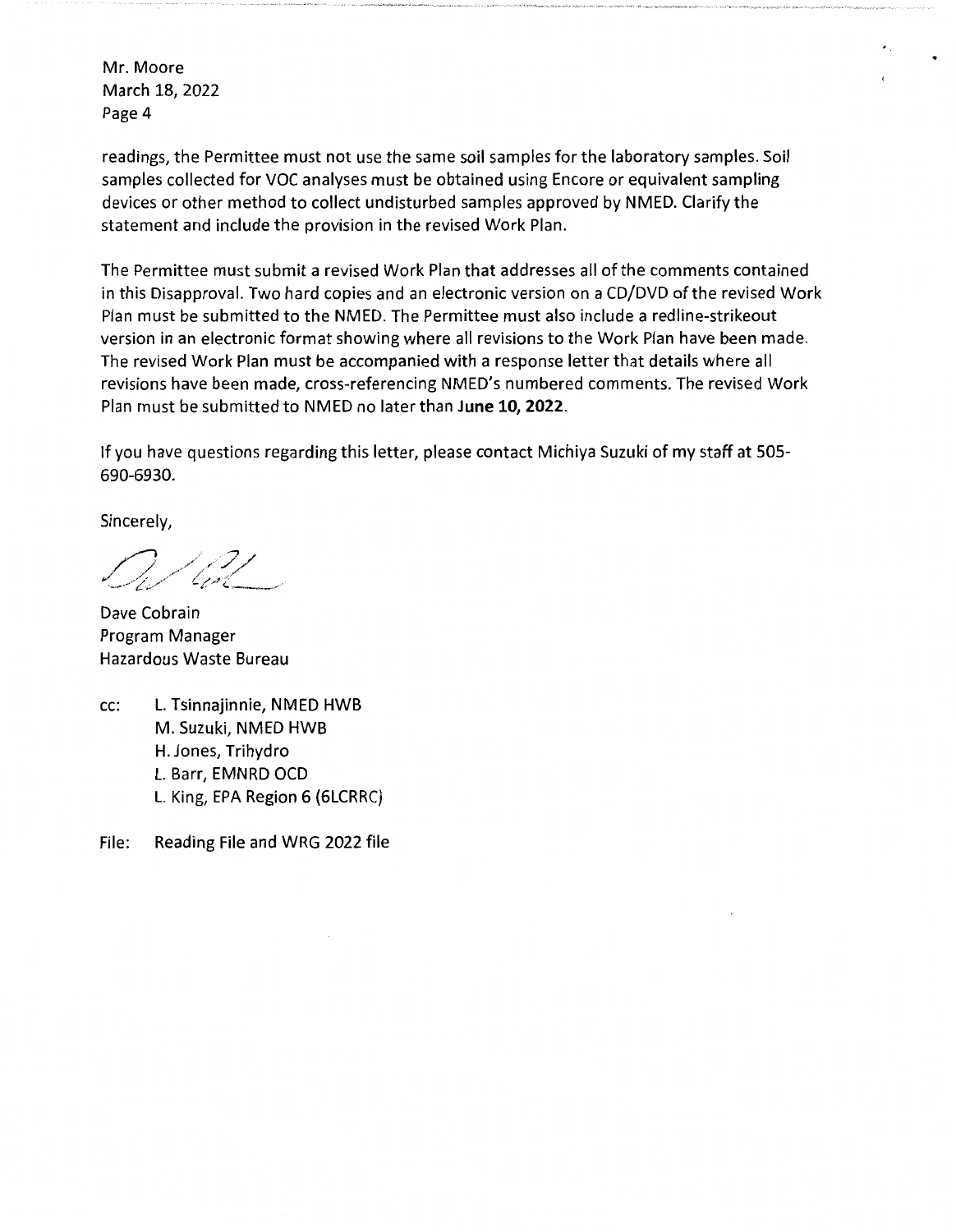readings, the Permittee must not use the same soil samples for the laboratory samples. Soil samples collected for VOC analyses must be obtained using Encore or equivalent sampling devices or other method to collect undisturbed samples approved by NMED. Clarify the statement and include the provision in the revised Work Plan.

The Permittee must submit a revised Work Plan that addresses all of the comments contained in this Disapproval. Two hard copies and an electronic version on a CD/DVD of the revised Work Plan must be submitted to the NMED. The Permittee must also include a redline-strikeout version in an electronic format showing where all revisions to the Work Plan have been made. The revised Work Plan must be accompanied with a response letter that details where all revisions have been made, cross-referencing NMED's numbered comments. The revised Work Plan must be submitted to NMED no later than **June 10, 2022**.

If you have questions regarding this letter, please contact Michiya Suzuki of my staff at 505-690-6930.

Sincerely,

Dave Cobrain
Program Manager
Hazardous Waste Bureau

cc: L. Tsinnajinnie, NMED HWB
M. Suzuki, NMED HWB
H. Jones, Trihydro
L. Barr, EMNRD OCD
L. King, EPA Region 6 (6LCRRC)

File: Reading File and WRG 2022 file